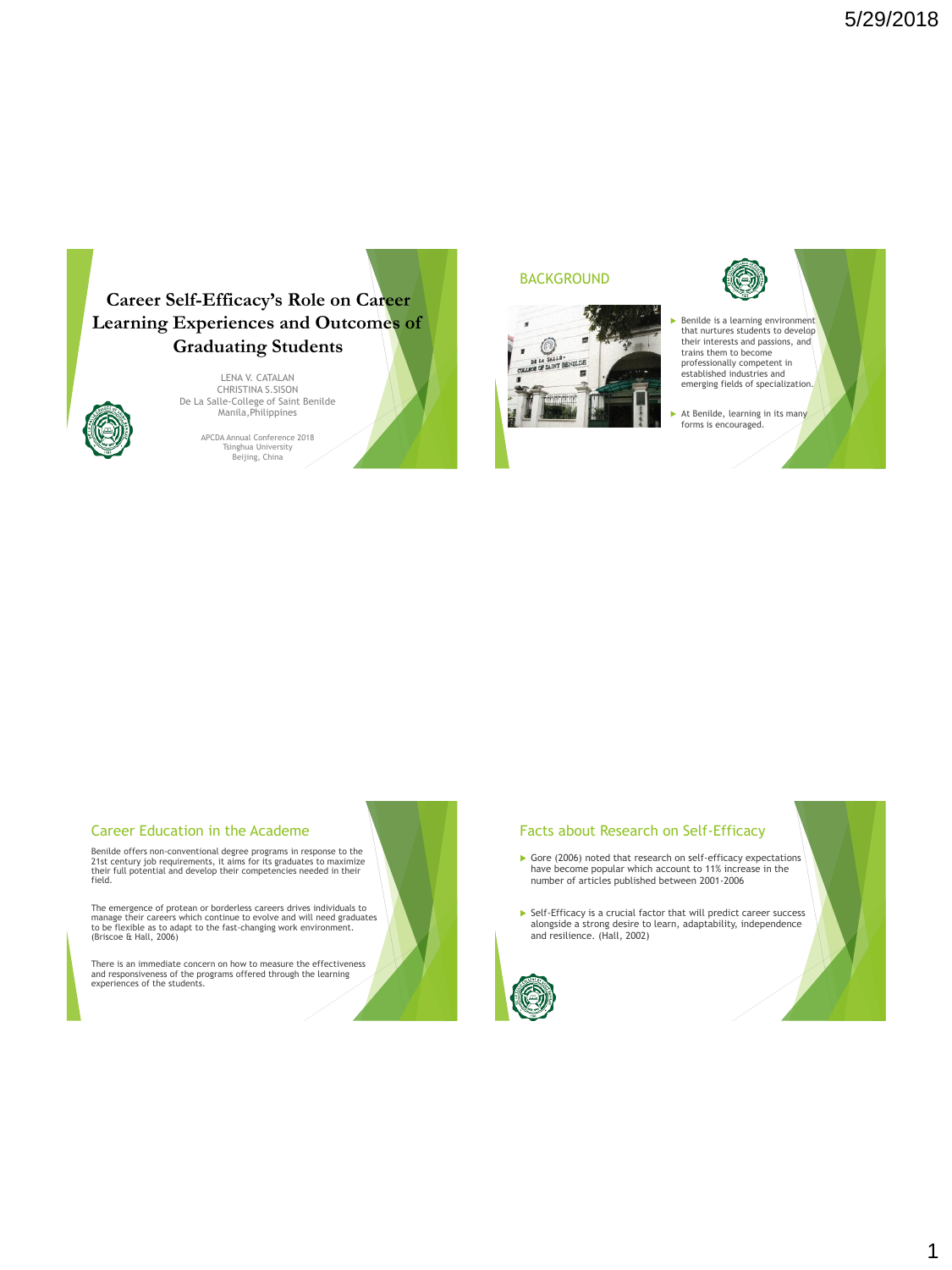# Career Self-Efficacy's Role on Career Learning Experiences and Outcomes of Graduating Students

LENA V. CATALAN
CHRISTINA S.SISON
De La Salle-College of Saint Benilde
Manila,Philippines

APCDA Annual Conference 2018
Tsinghua University
Beijing, China

## BACKGROUND

- Benilde is a learning environment that nurtures students to develop their interests and passions, and trains them to become professionally competent in established industries and emerging fields of specialization.
- At Benilde, learning in its many forms is encouraged.

## Career Education in the Academe

Benilde offers non-conventional degree programs in response to the 21st century job requirements, it aims for its graduates to maximize their full potential and develop their competencies needed in their field.

The emergence of protean or borderless careers drives individuals to manage their careers which continue to evolve and will need graduates to be flexible as to adapt to the fast-changing work environment. (Briscoe & Hall, 2006)

There is an immediate concern on how to measure the effectiveness and responsiveness of the programs offered through the learning experiences of the students.

## Facts about Research on Self-Efficacy

- Gore (2006) noted that research on self-efficacy expectations have become popular which account to 11% increase in the number of articles published between 2001-2006
- Self-Efficacy is a crucial factor that will predict career success alongside a strong desire to learn, adaptability, independence and resilience. (Hall, 2002)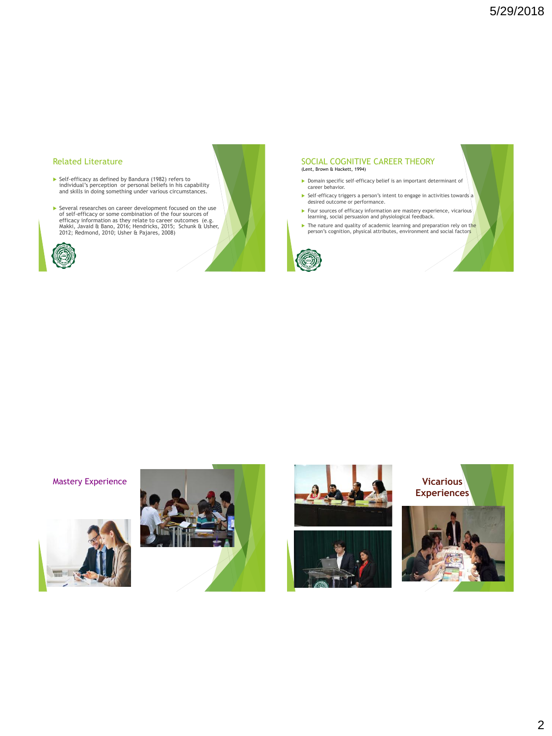## Related Literature

- Self-efficacy as defined by Bandura (1982) refers to individual's perception or personal beliefs in his capability and skills in doing something under various circumstances.
- Several researches on career development focused on the use of self-efficacy or some combination of the four sources of efficacy information as they relate to career outcomes (e.g. Makki, Javaid & Bano, 2016; Hendricks, 2015; Schunk & Usher, 2012; Redmond, 2010; Usher & Pajares, 2008)

## SOCIAL COGNITIVE CAREER THEORY

(Lent, Brown & Hackett, 1994)

- Domain specific self-efficacy belief is an important determinant of career behavior.
- Self-efficacy triggers a person's intent to engage in activities towards a desired outcome or performance.
- Four sources of efficacy information are mastery experience, vicarious learning, social persuasion and physiological feedback.
- The nature and quality of academic learning and preparation rely on the person's cognition, physical attributes, environment and social factors

## Mastery Experience

## Vicarious Experiences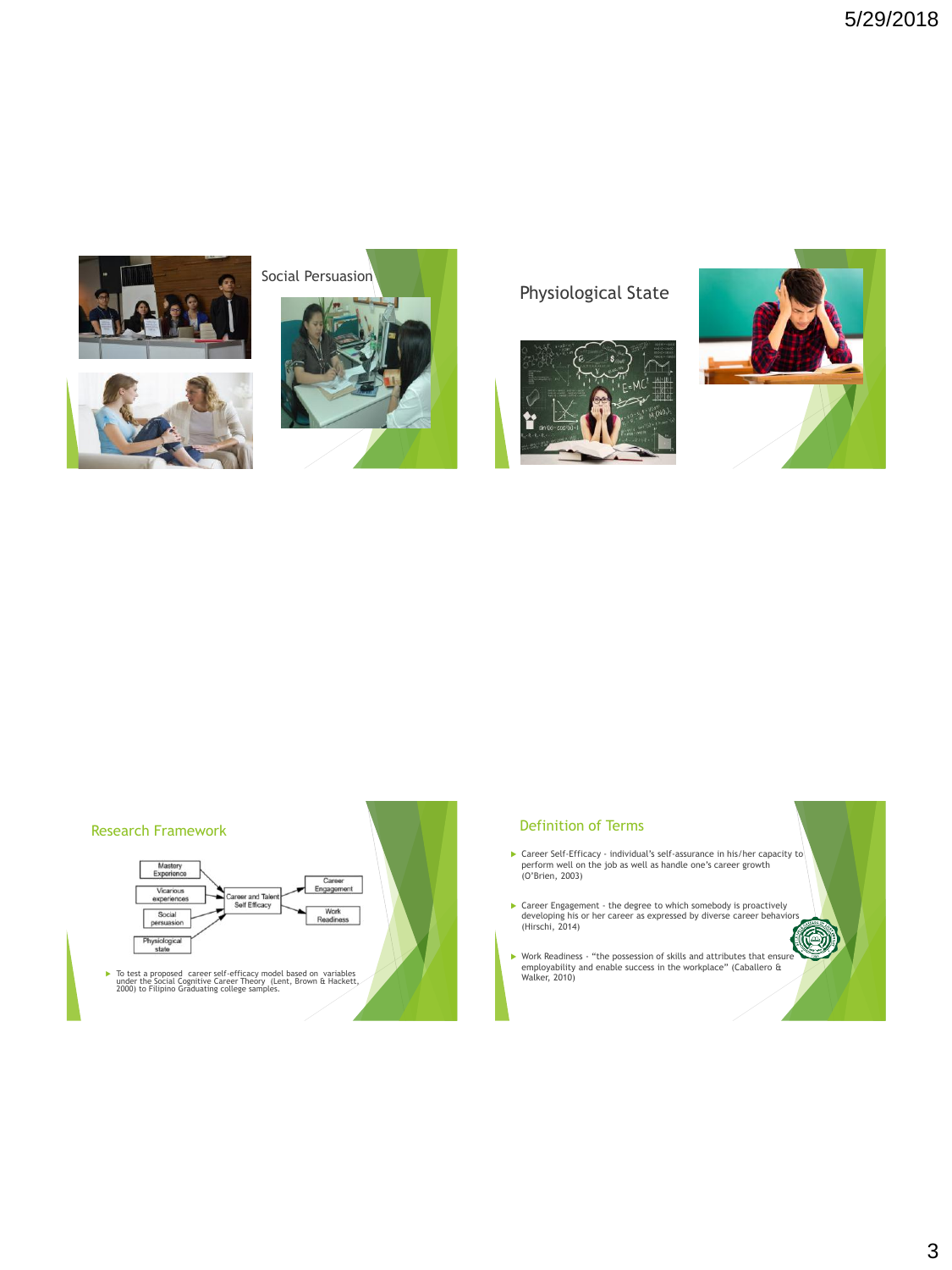## Social Persuasion

## Physiological State

## Research Framework

Mastery Experience → Career and Talent Self Efficacy
Vicarious experiences → Career and Talent Self Efficacy
Social persuasion → Career and Talent Self Efficacy
Physiological state → Career and Talent Self Efficacy
Career and Talent Self Efficacy → Career Engagement
Career and Talent Self Efficacy → Work Readiness

- To test a proposed career self-efficacy model based on variables under the Social Cognitive Career Theory (Lent, Brown & Hackett, 2000) to Filipino Graduating college samples.

## Definition of Terms

- Career Self-Efficacy - individual's self-assurance in his/her capacity to perform well on the job as well as handle one's career growth (O'Brien, 2003)
- Career Engagement - the degree to which somebody is proactively developing his or her career as expressed by diverse career behaviors (Hirschi, 2014)
- Work Readiness - "the possession of skills and attributes that ensure employability and enable success in the workplace" (Caballero & Walker, 2010)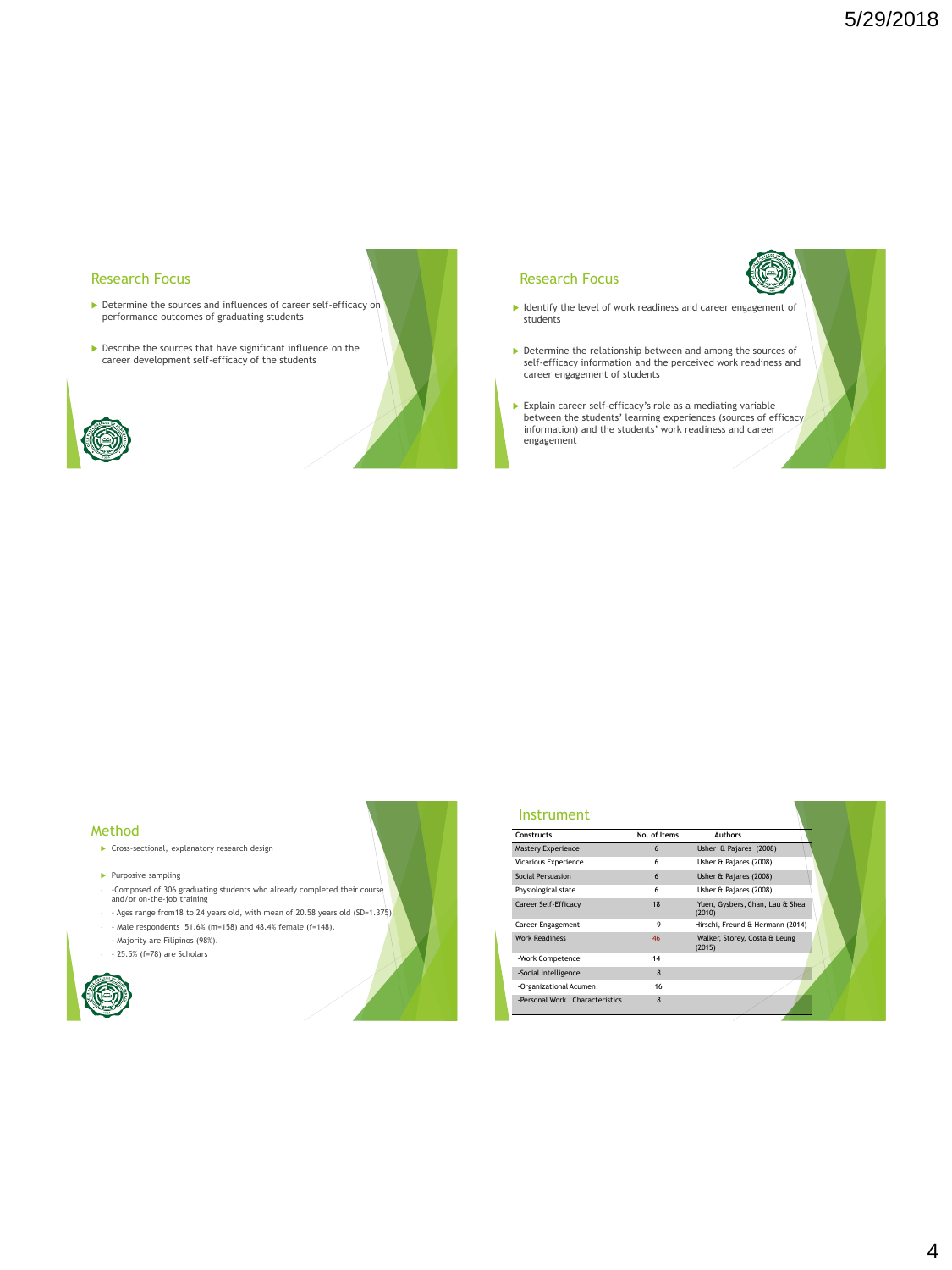## Research Focus

- Determine the sources and influences of career self-efficacy on performance outcomes of graduating students
- Describe the sources that have significant influence on the career development self-efficacy of the students

## Research Focus

- Identify the level of work readiness and career engagement of students
- Determine the relationship between and among the sources of self-efficacy information and the perceived work readiness and career engagement of students
- Explain career self-efficacy's role as a mediating variable between the students' learning experiences (sources of efficacy information) and the students' work readiness and career engagement

## Method

- Cross-sectional, explanatory research design
- Purposive sampling
  - -Composed of 306 graduating students who already completed their course and/or on-the-job training
  - - Ages range from18 to 24 years old, with mean of 20.58 years old (SD=1.375).
  - - Male respondents 51.6% (m=158) and 48.4% female (f=148).
  - - Majority are Filipinos (98%).
  - - 25.5% (f=78) are Scholars

## Instrument

| Constructs | No. of Items | Authors |
|---|---|---|
| Mastery Experience | 6 | Usher & Pajares (2008) |
| Vicarious Experience | 6 | Usher & Pajares (2008) |
| Social Persuasion | 6 | Usher & Pajares (2008) |
| Physiological state | 6 | Usher & Pajares (2008) |
| Career Self-Efficacy | 18 | Yuen, Gysbers, Chan, Lau & Shea (2010) |
| Career Engagement | 9 | Hirschi, Freund & Hermann (2014) |
| Work Readiness | 46 | Walker, Storey, Costa & Leung (2015) |
| -Work Competence | 14 | |
| -Social Intelligence | 8 | |
| -Organizational Acumen | 16 | |
| -Personal Work Characteristics | 8 | |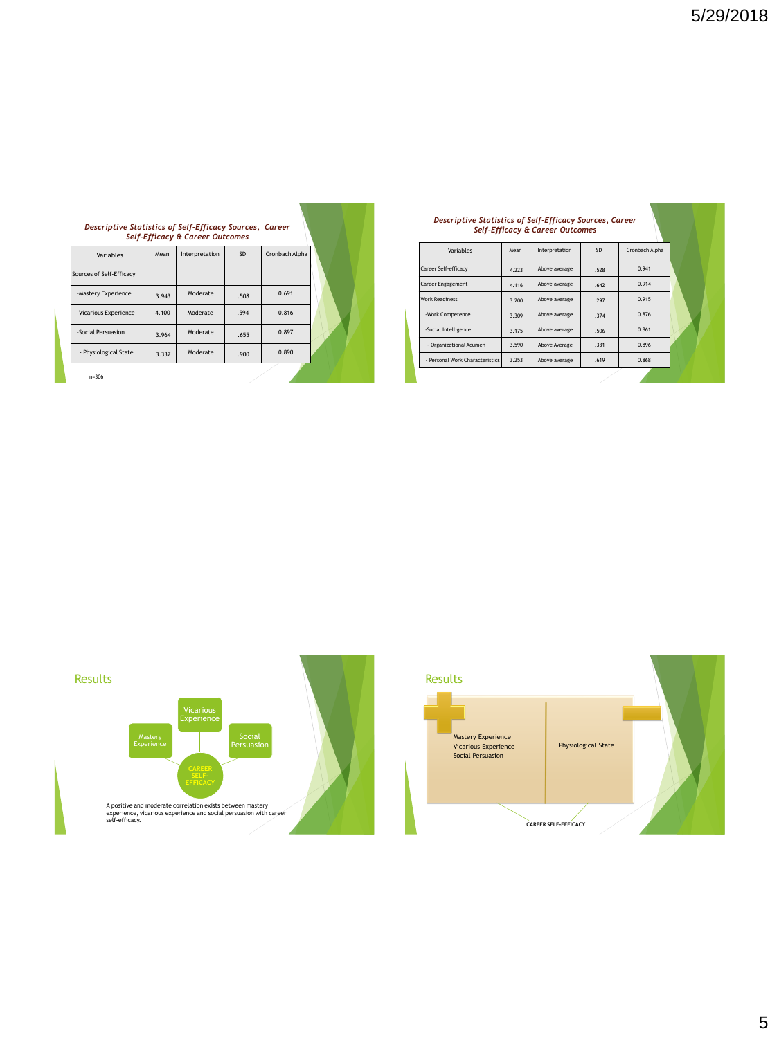*Descriptive Statistics of Self-Efficacy Sources, Career Self-Efficacy & Career Outcomes*

| Variables | Mean | Interpretation | SD | Cronbach Alpha |
|---|---|---|---|---|
| Sources of Self-Efficacy | | | | |
| -Mastery Experience | 3.943 | Moderate | .508 | 0.691 |
| -Vicarious Experience | 4.100 | Moderate | .594 | 0.816 |
| -Social Persuasion | 3.964 | Moderate | .655 | 0.897 |
| - Physiological State | 3.337 | Moderate | .900 | 0.890 |

n=306

*Descriptive Statistics of Self-Efficacy Sources, Career Self-Efficacy & Career Outcomes*

| Variables | Mean | Interpretation | SD | Cronbach Alpha |
|---|---|---|---|---|
| Career Self-efficacy | 4.223 | Above average | .528 | 0.941 |
| Career Engagement | 4.116 | Above average | .642 | 0.914 |
| Work Readiness | 3.200 | Above average | .297 | 0.915 |
| -Work Competence | 3.309 | Above average | .374 | 0.876 |
| -Social Intelligence | 3.175 | Above average | .506 | 0.861 |
| - Organizational Acumen | 3.590 | Above Average | .331 | 0.896 |
| - Personal Work Characteristics | 3.253 | Above average | .619 | 0.868 |

## Results

Mastery Experience — Vicarious Experience — Social Persuasion → CAREER SELF-EFFICACY

A positive and moderate correlation exists between mastery experience, vicarious experience and social persuasion with career self-efficacy.

## Results

| + | − |
|---|---|
| Mastery Experience<br>Vicarious Experience<br>Social Persuasion | Physiological State |

CAREER SELF-EFFICACY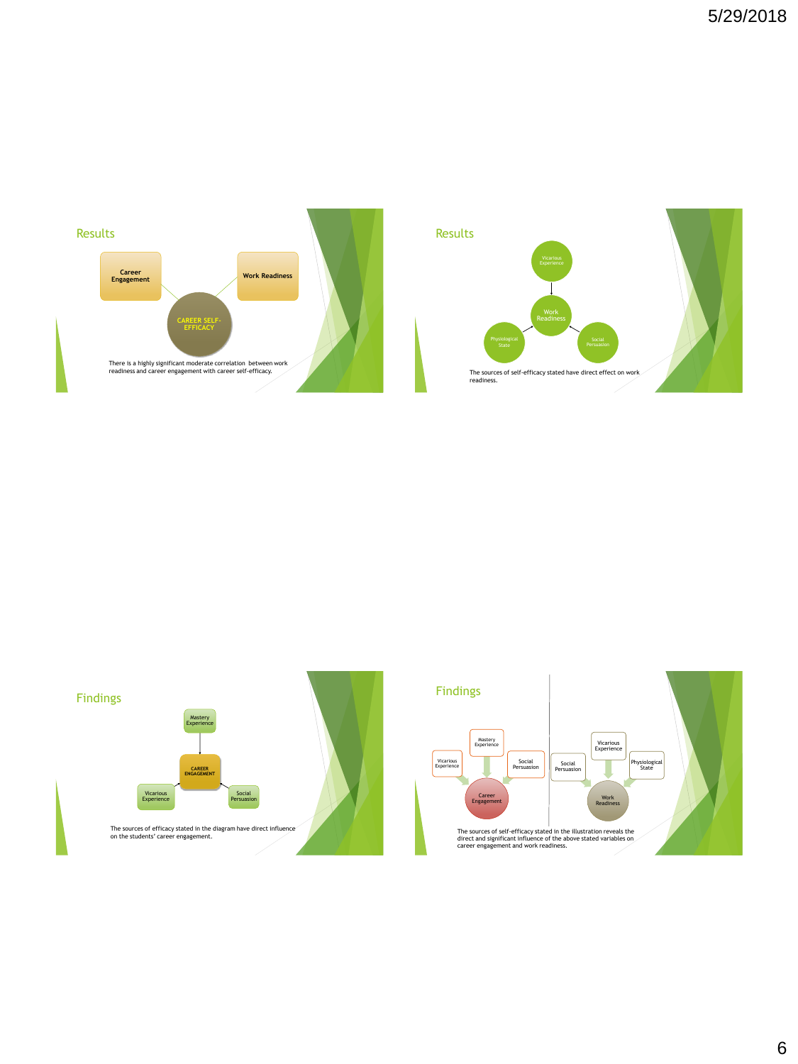## Results

Career Engagement

Work Readiness

CAREER SELF-EFFICACY

There is a highly significant moderate correlation between work readiness and career engagement with career self-efficacy.

## Results

Vicarious Experience

Work Readiness

Physiological State

Social Persuasion

The sources of self-efficacy stated have direct effect on work readiness.

## Findings

Mastery Experience

CAREER ENGAGEMENT

Vicarious Experience

Social Persuasion

The sources of efficacy stated in the diagram have direct influence on the students' career engagement.

## Findings

Mastery Experience

Vicarious Experience

Social Persuasion

Career Engagement

Vicarious Experience

Social Persuasion

Physiological State

Work Readiness

The sources of self-efficacy stated in the illustration reveals the direct and significant influence of the above stated variables on career engagement and work readiness.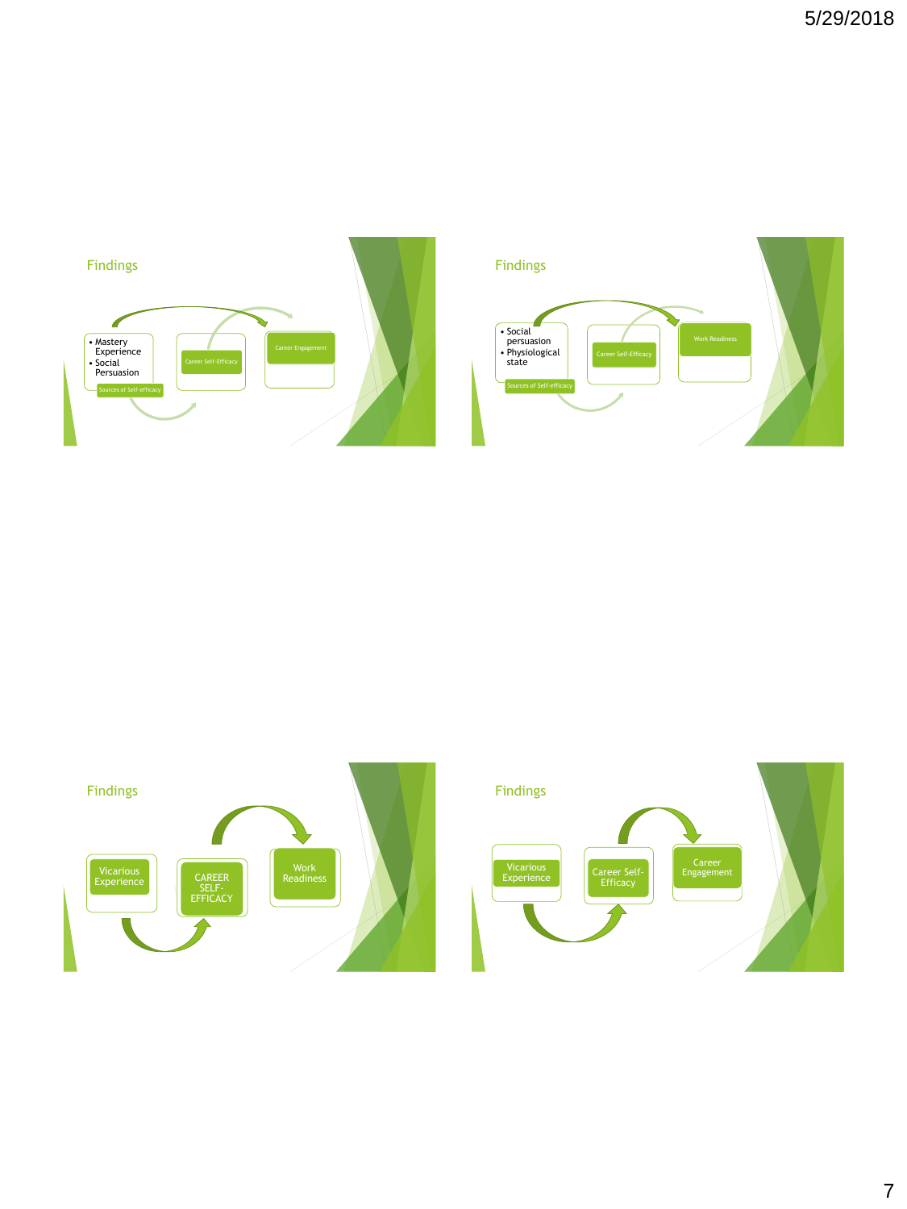## Findings

- Mastery Experience
- Social Persuasion

Sources of Self-efficacy

Career Self-Efficacy

Career Engagement

## Findings

- Social persuasion
- Physiological state

Sources of Self-efficacy

Career Self-Efficacy

Work Readiness

## Findings

Vicarious Experience

CAREER SELF-EFFICACY

Work Readiness

## Findings

Vicarious Experience

Career Self-Efficacy

Career Engagement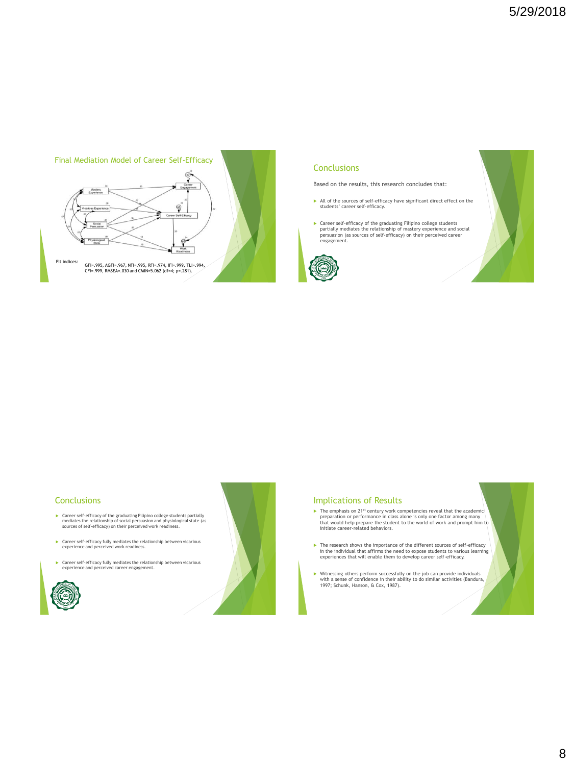## Final Mediation Model of Career Self-Efficacy

Fit indices: GFI=.995, AGFI=.967, NFI=.995, RFI=.974, IFI=.999, TLI=.994, CFI=.999, RMSEA=.030 and CMIN=5.062 (df=4; p=.281).

## Conclusions

Based on the results, this research concludes that:

- All of the sources of self-efficacy have significant direct effect on the students' career self-efficacy.
- Career self-efficacy of the graduating Filipino college students partially mediates the relationship of mastery experience and social persuasion (as sources of self-efficacy) on their perceived career engagement.

## Conclusions

- Career self-efficacy of the graduating Filipino college students partially mediates the relationship of social persuasion and physiological state (as sources of self-efficacy) on their perceived work readiness.
- Career self-efficacy fully mediates the relationship between vicarious experience and perceived work readiness.
- Career self-efficacy fully mediates the relationship between vicarious experience and perceived career engagement.

## Implications of Results

- The emphasis on 21st century work competencies reveal that the academic preparation or performance in class alone is only one factor among many that would help prepare the student to the world of work and prompt him to initiate career-related behaviors.
- The research shows the importance of the different sources of self-efficacy in the individual that affirms the need to expose students to various learning experiences that will enable them to develop career self-efficacy.
- Witnessing others perform successfully on the job can provide individuals with a sense of confidence in their ability to do similar activities (Bandura, 1997; Schunk, Hanson, & Cox, 1987).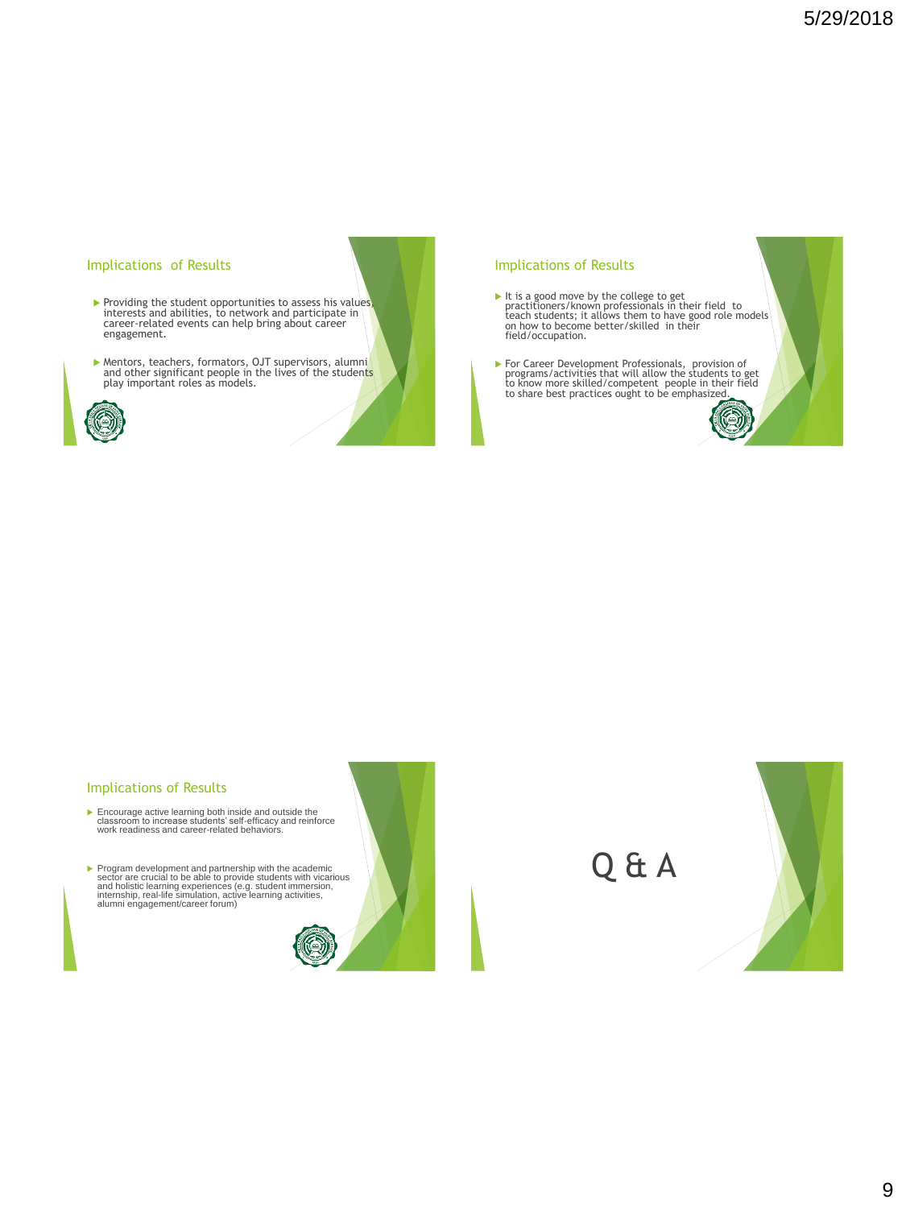## Implications of Results

- Providing the student opportunities to assess his values, interests and abilities, to network and participate in career-related events can help bring about career engagement.
- Mentors, teachers, formators, OJT supervisors, alumni and other significant people in the lives of the students play important roles as models.

## Implications of Results

- It is a good move by the college to get practitioners/known professionals in their field to teach students; it allows them to have good role models on how to become better/skilled in their field/occupation.
- For Career Development Professionals, provision of programs/activities that will allow the students to get to know more skilled/competent people in their field to share best practices ought to be emphasized.

## Implications of Results

- Encourage active learning both inside and outside the classroom to increase students' self-efficacy and reinforce work readiness and career-related behaviors.
- Program development and partnership with the academic sector are crucial to be able to provide students with vicarious and holistic learning experiences (e.g. student immersion, internship, real-life simulation, active learning activities, alumni engagement/career forum)

# Q & A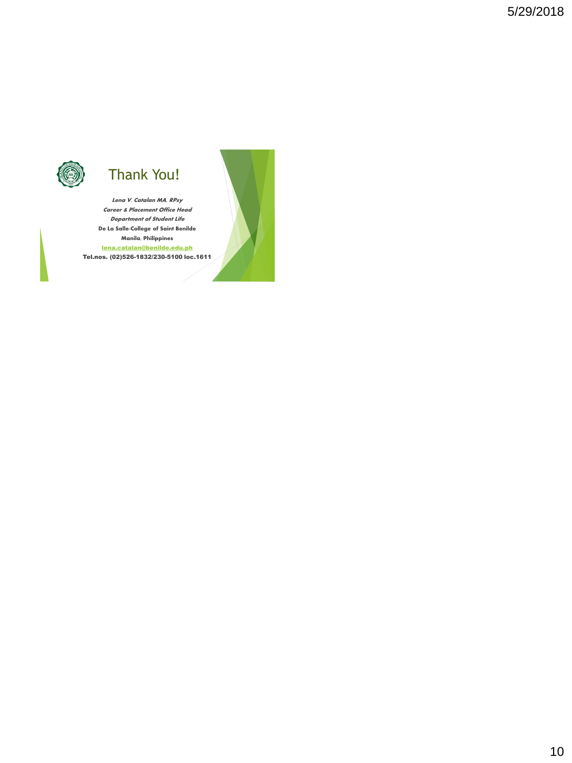# Thank You!

***Lena V. Catalan MA, RPsy***
***Career & Placement Office Head***
***Department of Student Life***
**De La Salle-College of Saint Benilde**
**Manila, Philippines**
**lena.catalan@benilde.edu.ph**
**Tel.nos. (02)526-1832/230-5100 loc.1611**